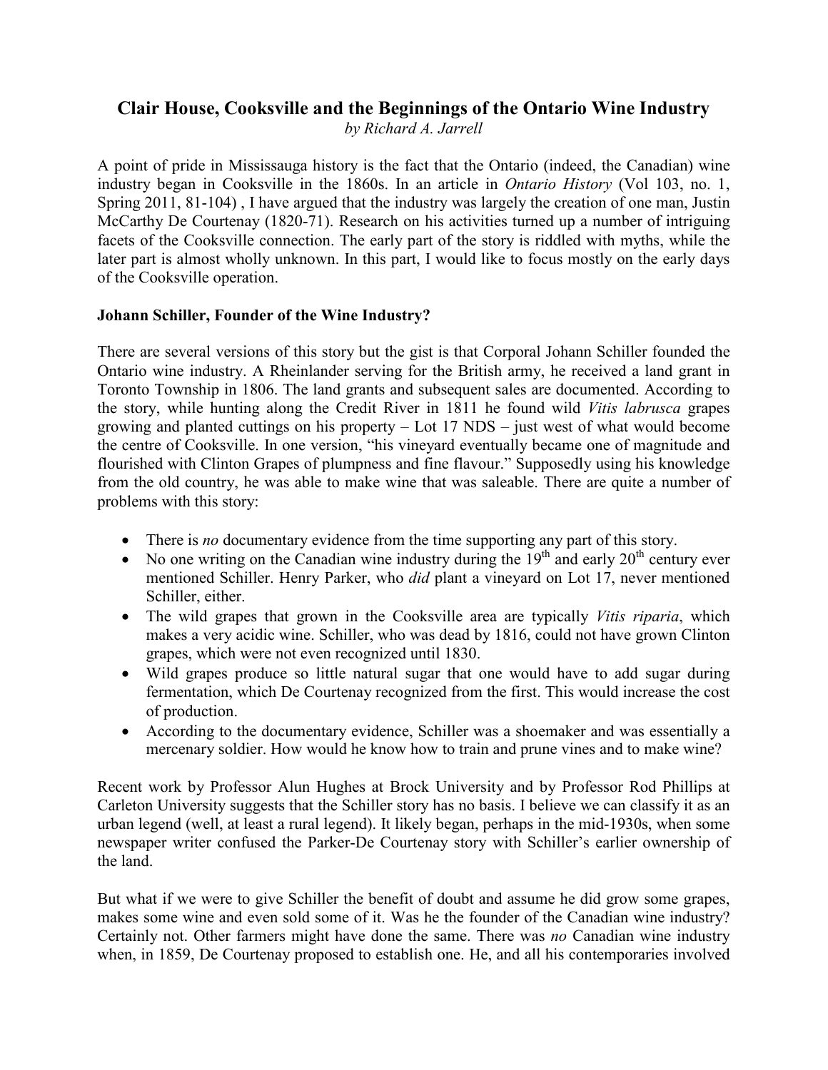# Clair House, Cooksville and the Beginnings of the Ontario Wine Industry

*by Richard A. Jarrell*

A point of pride in Mississauga history is the fact that the Ontario (indeed, the Canadian) wine industry began in Cooksville in the 1860s. In an article in *Ontario History* (Vol 103, no. 1, Spring 2011, 81-104) , I have argued that the industry was largely the creation of one man, Justin McCarthy De Courtenay (1820-71). Research on his activities turned up a number of intriguing facets of the Cooksville connection. The early part of the story is riddled with myths, while the later part is almost wholly unknown. In this part, I would like to focus mostly on the early days of the Cooksville operation.

**Johann Schiller, Founder of the Wine Industry?**

There are several versions of this story but the gist is that Corporal Johann Schiller founded the Ontario wine industry. A Rheinlander serving for the British army, he received a land grant in Toronto Township in 1806. The land grants and subsequent sales are documented. According to the story, while hunting along the Credit River in 1811 he found wild *Vitis labrusca* grapes growing and planted cuttings on his property – Lot 17 NDS – just west of what would become the centre of Cooksville. In one version, "his vineyard eventually became one of magnitude and flourished with Clinton Grapes of plumpness and fine flavour." Supposedly using his knowledge from the old country, he was able to make wine that was saleable. There are quite a number of problems with this story:

- There is *no* documentary evidence from the time supporting any part of this story.
- No one writing on the Canadian wine industry during the 19th and early 20th century ever mentioned Schiller. Henry Parker, who *did* plant a vineyard on Lot 17, never mentioned Schiller, either.
- The wild grapes that grown in the Cooksville area are typically *Vitis riparia*, which makes a very acidic wine. Schiller, who was dead by 1816, could not have grown Clinton grapes, which were not even recognized until 1830.
- Wild grapes produce so little natural sugar that one would have to add sugar during fermentation, which De Courtenay recognized from the first. This would increase the cost of production.
- According to the documentary evidence, Schiller was a shoemaker and was essentially a mercenary soldier. How would he know how to train and prune vines and to make wine?

Recent work by Professor Alun Hughes at Brock University and by Professor Rod Phillips at Carleton University suggests that the Schiller story has no basis. I believe we can classify it as an urban legend (well, at least a rural legend). It likely began, perhaps in the mid-1930s, when some newspaper writer confused the Parker-De Courtenay story with Schiller's earlier ownership of the land.

But what if we were to give Schiller the benefit of doubt and assume he did grow some grapes, makes some wine and even sold some of it. Was he the founder of the Canadian wine industry? Certainly not. Other farmers might have done the same. There was *no* Canadian wine industry when, in 1859, De Courtenay proposed to establish one. He, and all his contemporaries involved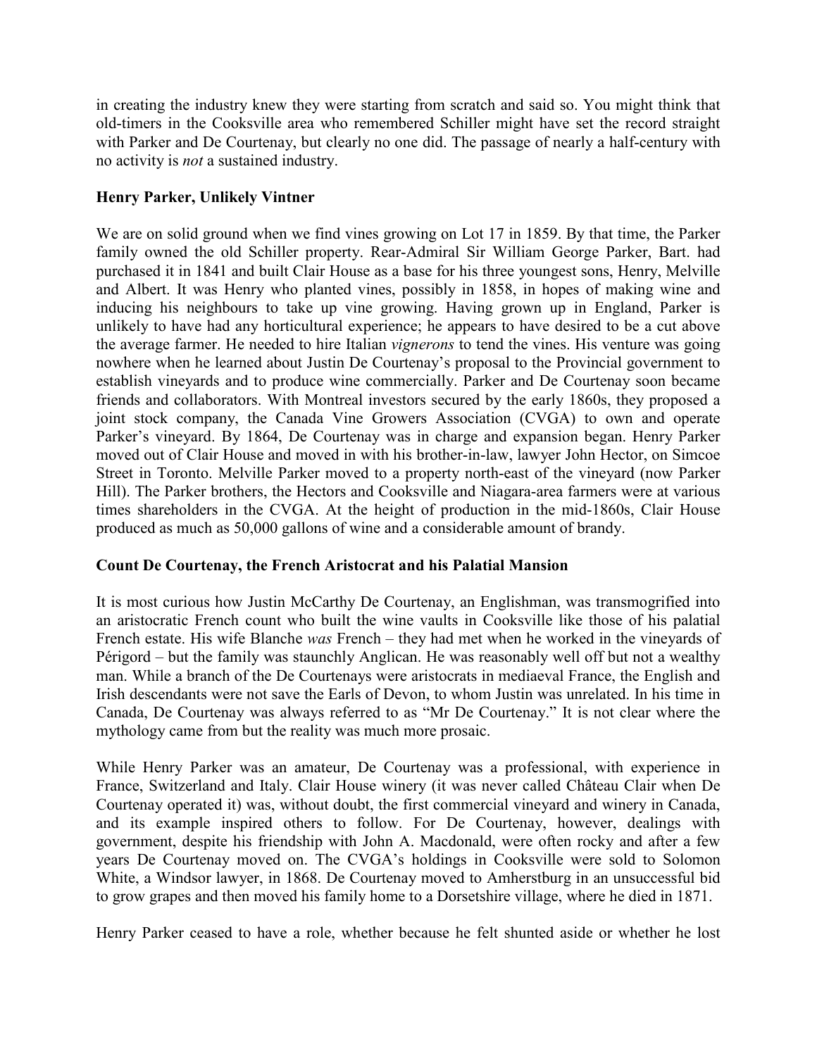in creating the industry knew they were starting from scratch and said so. You might think that old-timers in the Cooksville area who remembered Schiller might have set the record straight with Parker and De Courtenay, but clearly no one did. The passage of nearly a half-century with no activity is *not* a sustained industry.

**Henry Parker, Unlikely Vintner**

We are on solid ground when we find vines growing on Lot 17 in 1859. By that time, the Parker family owned the old Schiller property. Rear-Admiral Sir William George Parker, Bart. had purchased it in 1841 and built Clair House as a base for his three youngest sons, Henry, Melville and Albert. It was Henry who planted vines, possibly in 1858, in hopes of making wine and inducing his neighbours to take up vine growing. Having grown up in England, Parker is unlikely to have had any horticultural experience; he appears to have desired to be a cut above the average farmer. He needed to hire Italian *vignerons* to tend the vines. His venture was going nowhere when he learned about Justin De Courtenay's proposal to the Provincial government to establish vineyards and to produce wine commercially. Parker and De Courtenay soon became friends and collaborators. With Montreal investors secured by the early 1860s, they proposed a joint stock company, the Canada Vine Growers Association (CVGA) to own and operate Parker's vineyard. By 1864, De Courtenay was in charge and expansion began. Henry Parker moved out of Clair House and moved in with his brother-in-law, lawyer John Hector, on Simcoe Street in Toronto. Melville Parker moved to a property north-east of the vineyard (now Parker Hill). The Parker brothers, the Hectors and Cooksville and Niagara-area farmers were at various times shareholders in the CVGA. At the height of production in the mid-1860s, Clair House produced as much as 50,000 gallons of wine and a considerable amount of brandy.

**Count De Courtenay, the French Aristocrat and his Palatial Mansion**

It is most curious how Justin McCarthy De Courtenay, an Englishman, was transmogrified into an aristocratic French count who built the wine vaults in Cooksville like those of his palatial French estate. His wife Blanche *was* French – they had met when he worked in the vineyards of Périgord – but the family was staunchly Anglican. He was reasonably well off but not a wealthy man. While a branch of the De Courtenays were aristocrats in mediaeval France, the English and Irish descendants were not save the Earls of Devon, to whom Justin was unrelated. In his time in Canada, De Courtenay was always referred to as "Mr De Courtenay." It is not clear where the mythology came from but the reality was much more prosaic.

While Henry Parker was an amateur, De Courtenay was a professional, with experience in France, Switzerland and Italy. Clair House winery (it was never called Château Clair when De Courtenay operated it) was, without doubt, the first commercial vineyard and winery in Canada, and its example inspired others to follow. For De Courtenay, however, dealings with government, despite his friendship with John A. Macdonald, were often rocky and after a few years De Courtenay moved on. The CVGA's holdings in Cooksville were sold to Solomon White, a Windsor lawyer, in 1868. De Courtenay moved to Amherstburg in an unsuccessful bid to grow grapes and then moved his family home to a Dorsetshire village, where he died in 1871.

Henry Parker ceased to have a role, whether because he felt shunted aside or whether he lost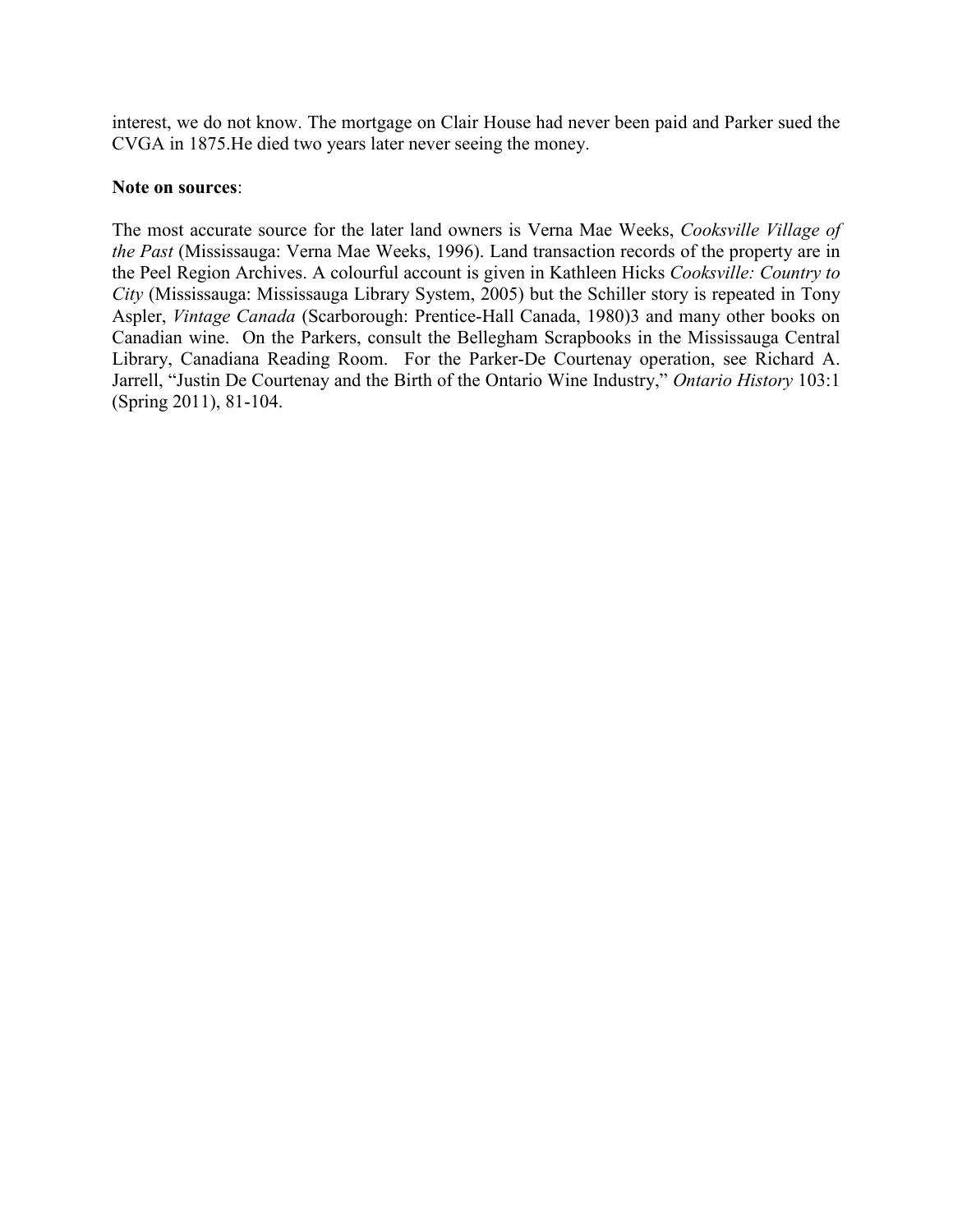interest, we do not know. The mortgage on Clair House had never been paid and Parker sued the CVGA in 1875.He died two years later never seeing the money.

**Note on sources**:

The most accurate source for the later land owners is Verna Mae Weeks, *Cooksville Village of the Past* (Mississauga: Verna Mae Weeks, 1996). Land transaction records of the property are in the Peel Region Archives. A colourful account is given in Kathleen Hicks *Cooksville: Country to City* (Mississauga: Mississauga Library System, 2005) but the Schiller story is repeated in Tony Aspler, *Vintage Canada* (Scarborough: Prentice-Hall Canada, 1980)3 and many other books on Canadian wine. On the Parkers, consult the Bellegham Scrapbooks in the Mississauga Central Library, Canadiana Reading Room. For the Parker-De Courtenay operation, see Richard A. Jarrell, "Justin De Courtenay and the Birth of the Ontario Wine Industry," *Ontario History* 103:1 (Spring 2011), 81-104.